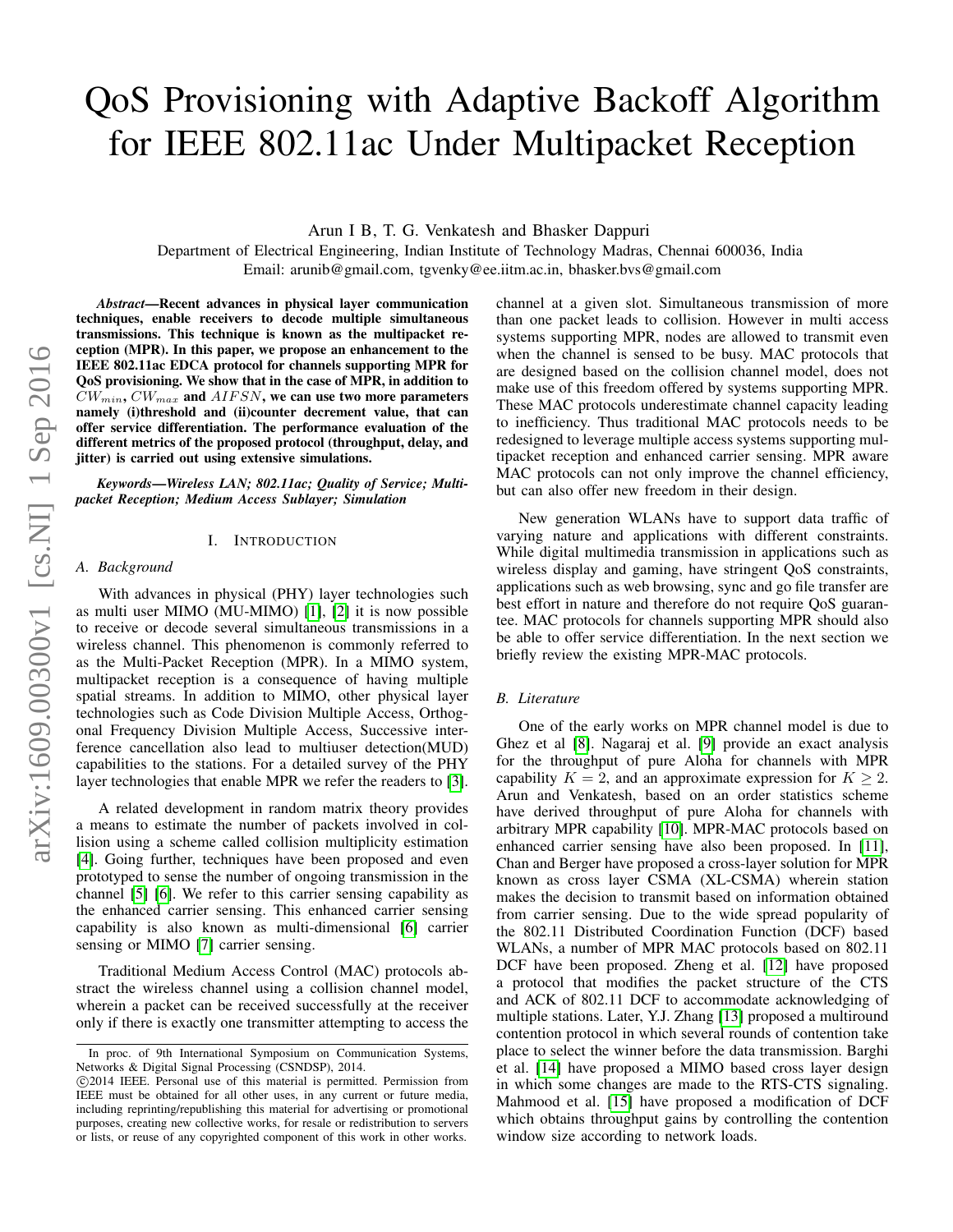# QoS Provisioning with Adaptive Backoff Algorithm for IEEE 802.11ac Under Multipacket Reception

Arun I B, T. G. Venkatesh and Bhasker Dappuri

Department of Electrical Engineering, Indian Institute of Technology Madras, Chennai 600036, India

Email: arunib@gmail.com, tgvenky@ee.iitm.ac.in, bhasker.bvs@gmail.com

***Abstract*—Recent advances in physical layer communication techniques, enable receivers to decode multiple simultaneous transmissions. This technique is known as the multipacket reception (MPR). In this paper, we propose an enhancement to the IEEE 802.11ac EDCA protocol for channels supporting MPR for QoS provisioning. We show that in the case of MPR, in addition to $CW_{min}$, $CW_{max}$ and $AIFSN$, we can use two more parameters namely (i)threshold and (ii)counter decrement value, that can offer service differentiation. The performance evaluation of the different metrics of the proposed protocol (throughput, delay, and jitter) is carried out using extensive simulations.**

***Keywords*—Wireless LAN; 802.11ac; Quality of Service; Multipacket Reception; Medium Access Sublayer; Simulation**

## I. Introduction

### A. Background

With advances in physical (PHY) layer technologies such as multi user MIMO (MU-MIMO) [1], [2] it is now possible to receive or decode several simultaneous transmissions in a wireless channel. This phenomenon is commonly referred to as the Multi-Packet Reception (MPR). In a MIMO system, multipacket reception is a consequence of having multiple spatial streams. In addition to MIMO, other physical layer technologies such as Code Division Multiple Access, Orthogonal Frequency Division Multiple Access, Successive interference cancellation also lead to multiuser detection(MUD) capabilities to the stations. For a detailed survey of the PHY layer technologies that enable MPR we refer the readers to [3].

A related development in random matrix theory provides a means to estimate the number of packets involved in collision using a scheme called collision multiplicity estimation [4]. Going further, techniques have been proposed and even prototyped to sense the number of ongoing transmission in the channel [5] [6]. We refer to this carrier sensing capability as the enhanced carrier sensing. This enhanced carrier sensing capability is also known as multi-dimensional [6] carrier sensing or MIMO [7] carrier sensing.

Traditional Medium Access Control (MAC) protocols abstract the wireless channel using a collision channel model, wherein a packet can be received successfully at the receiver only if there is exactly one transmitter attempting to access the channel at a given slot. Simultaneous transmission of more than one packet leads to collision. However in multi access systems supporting MPR, nodes are allowed to transmit even when the channel is sensed to be busy. MAC protocols that are designed based on the collision channel model, does not make use of this freedom offered by systems supporting MPR. These MAC protocols underestimate channel capacity leading to inefficiency. Thus traditional MAC protocols needs to be redesigned to leverage multiple access systems supporting multipacket reception and enhanced carrier sensing. MPR aware MAC protocols can not only improve the channel efficiency, but can also offer new freedom in their design.

New generation WLANs have to support data traffic of varying nature and applications with different constraints. While digital multimedia transmission in applications such as wireless display and gaming, have stringent QoS constraints, applications such as web browsing, sync and go file transfer are best effort in nature and therefore do not require QoS guarantee. MAC protocols for channels supporting MPR should also be able to offer service differentiation. In the next section we briefly review the existing MPR-MAC protocols.

### B. Literature

One of the early works on MPR channel model is due to Ghez et al [8]. Nagaraj et al. [9] provide an exact analysis for the throughput of pure Aloha for channels with MPR capability $K = 2$, and an approximate expression for $K \geq 2$. Arun and Venkatesh, based on an order statistics scheme have derived throughput of pure Aloha for channels with arbitrary MPR capability [10]. MPR-MAC protocols based on enhanced carrier sensing have also been proposed. In [11], Chan and Berger have proposed a cross-layer solution for MPR known as cross layer CSMA (XL-CSMA) wherein station makes the decision to transmit based on information obtained from carrier sensing. Due to the wide spread popularity of the 802.11 Distributed Coordination Function (DCF) based WLANs, a number of MPR MAC protocols based on 802.11 DCF have been proposed. Zheng et al. [12] have proposed a protocol that modifies the packet structure of the CTS and ACK of 802.11 DCF to accommodate acknowledging of multiple stations. Later, Y.J. Zhang [13] proposed a multiround contention protocol in which several rounds of contention take place to select the winner before the data transmission. Barghi et al. [14] have proposed a MIMO based cross layer design in which some changes are made to the RTS-CTS signaling. Mahmood et al. [15] have proposed a modification of DCF which obtains throughput gains by controlling the contention window size according to network loads.

In proc. of 9th International Symposium on Communication Systems, Networks & Digital Signal Processing (CSNDSP), 2014.

©2014 IEEE. Personal use of this material is permitted. Permission from IEEE must be obtained for all other uses, in any current or future media, including reprinting/republishing this material for advertising or promotional purposes, creating new collective works, for resale or redistribution to servers or lists, or reuse of any copyrighted component of this work in other works.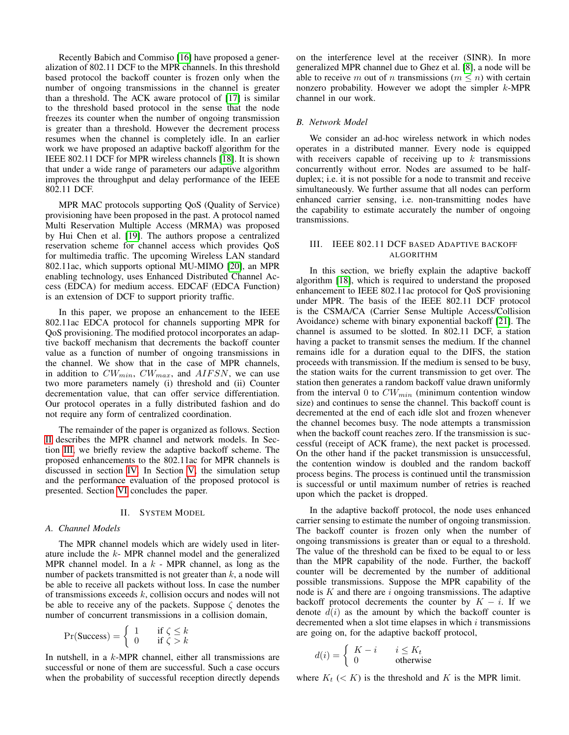Recently Babich and Commiso [16] have proposed a generalization of 802.11 DCF to the MPR channels. In this threshold based protocol the backoff counter is frozen only when the number of ongoing transmissions in the channel is greater than a threshold. The ACK aware protocol of [17] is similar to the threshold based protocol in the sense that the node freezes its counter when the number of ongoing transmission is greater than a threshold. However the decrement process resumes when the channel is completely idle. In an earlier work we have proposed an adaptive backoff algorithm for the IEEE 802.11 DCF for MPR wireless channels [18]. It is shown that under a wide range of parameters our adaptive algorithm improves the throughput and delay performance of the IEEE 802.11 DCF.

MPR MAC protocols supporting QoS (Quality of Service) provisioning have been proposed in the past. A protocol named Multi Reservation Multiple Access (MRMA) was proposed by Hui Chen et al. [19]. The authors propose a centralized reservation scheme for channel access which provides QoS for multimedia traffic. The upcoming Wireless LAN standard 802.11ac, which supports optional MU-MIMO [20], an MPR enabling technology, uses Enhanced Distributed Channel Access (EDCA) for medium access. EDCAF (EDCA Function) is an extension of DCF to support priority traffic.

In this paper, we propose an enhancement to the IEEE 802.11ac EDCA protocol for channels supporting MPR for QoS provisioning. The modified protocol incorporates an adaptive backoff mechanism that decrements the backoff counter value as a function of number of ongoing transmissions in the channel. We show that in the case of MPR channels, in addition to $CW_{min}$, $CW_{max}$, and $AIFSN$, we can use two more parameters namely (i) threshold and (ii) Counter decrementation value, that can offer service differentiation. Our protocol operates in a fully distributed fashion and do not require any form of centralized coordination.

The remainder of the paper is organized as follows. Section II describes the MPR channel and network models. In Section III, we briefly review the adaptive backoff scheme. The proposed enhancements to the 802.11ac for MPR channels is discussed in section IV. In Section V, the simulation setup and the performance evaluation of the proposed protocol is presented. Section VI concludes the paper.

## II. System Model

### A. Channel Models

The MPR channel models which are widely used in literature include the $k$- MPR channel model and the generalized MPR channel model. In a $k$ - MPR channel, as long as the number of packets transmitted is not greater than $k$, a node will be able to receive all packets without loss. In case the number of transmissions exceeds $k$, collision occurs and nodes will not be able to receive any of the packets. Suppose $\zeta$ denotes the number of concurrent transmissions in a collision domain,

$$\Pr(\text{Success}) = \begin{cases} 1 & \text{if } \zeta \leq k \\ 0 & \text{if } \zeta > k \end{cases}$$

In nutshell, in a $k$-MPR channel, either all transmissions are successful or none of them are successful. Such a case occurs when the probability of successful reception directly depends on the interference level at the receiver (SINR). In more generalized MPR channel due to Ghez et al. [8], a node will be able to receive $m$ out of $n$ transmissions ($m \leq n$) with certain nonzero probability. However we adopt the simpler $k$-MPR channel in our work.

### B. Network Model

We consider an ad-hoc wireless network in which nodes operates in a distributed manner. Every node is equipped with receivers capable of receiving up to $k$ transmissions concurrently without error. Nodes are assumed to be half-duplex; i.e. it is not possible for a node to transmit and receive simultaneously. We further assume that all nodes can perform enhanced carrier sensing, i.e. non-transmitting nodes have the capability to estimate accurately the number of ongoing transmissions.

## III. IEEE 802.11 DCF based Adaptive backoff algorithm

In this section, we briefly explain the adaptive backoff algorithm [18], which is required to understand the proposed enhancement to IEEE 802.11ac protocol for QoS provisioning under MPR. The basis of the IEEE 802.11 DCF protocol is the CSMA/CA (Carrier Sense Multiple Access/Collision Avoidance) scheme with binary exponential backoff [21]. The channel is assumed to be slotted. In 802.11 DCF, a station having a packet to transmit senses the medium. If the channel remains idle for a duration equal to the DIFS, the station proceeds with transmission. If the medium is sensed to be busy, the station waits for the current transmission to get over. The station then generates a random backoff value drawn uniformly from the interval 0 to $CW_{min}$ (minimum contention window size) and continues to sense the channel. This backoff count is decremented at the end of each idle slot and frozen whenever the channel becomes busy. The node attempts a transmission when the backoff count reaches zero. If the transmission is successful (receipt of ACK frame), the next packet is processed. On the other hand if the packet transmission is unsuccessful, the contention window is doubled and the random backoff process begins. The process is continued until the transmission is successful or until maximum number of retries is reached upon which the packet is dropped.

In the adaptive backoff protocol, the node uses enhanced carrier sensing to estimate the number of ongoing transmission. The backoff counter is frozen only when the number of ongoing transmissions is greater than or equal to a threshold. The value of the threshold can be fixed to be equal to or less than the MPR capability of the node. Further, the backoff counter will be decremented by the number of additional possible transmissions. Suppose the MPR capability of the node is $K$ and there are $i$ ongoing transmissions. The adaptive backoff protocol decrements the counter by $K - i$. If we denote $d(i)$ as the amount by which the backoff counter is decremented when a slot time elapses in which $i$ transmissions are going on, for the adaptive backoff protocol,

$$d(i) = \begin{cases} K - i & i \leq K_t \\ 0 & \text{otherwise} \end{cases}$$

where $K_t$ ($< K$) is the threshold and $K$ is the MPR limit.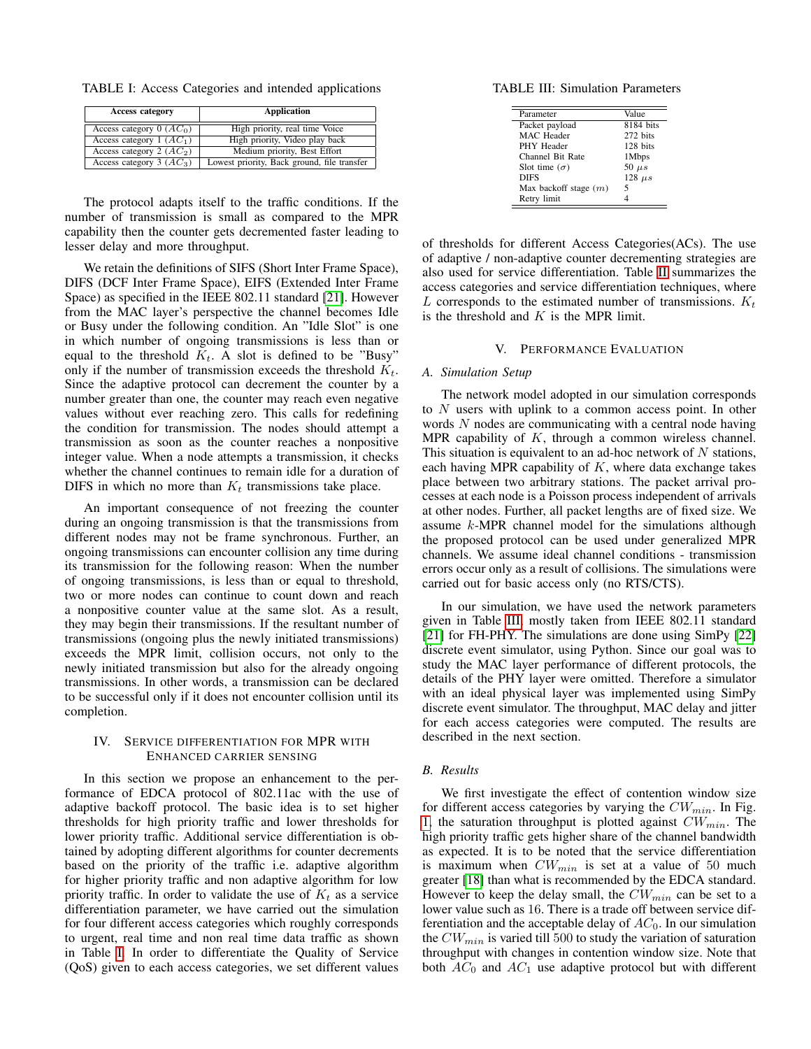TABLE I: Access Categories and intended applications

| Access category | Application |
|---|---|
| Access category 0 ($AC_0$) | High priority, real time Voice |
| Access category 1 ($AC_1$) | High priority, Video play back |
| Access category 2 ($AC_2$) | Medium priority, Best Effort |
| Access category 3 ($AC_3$) | Lowest priority, Back ground, file transfer |

The protocol adapts itself to the traffic conditions. If the number of transmission is small as compared to the MPR capability then the counter gets decremented faster leading to lesser delay and more throughput.

We retain the definitions of SIFS (Short Inter Frame Space), DIFS (DCF Inter Frame Space), EIFS (Extended Inter Frame Space) as specified in the IEEE 802.11 standard [21]. However from the MAC layer's perspective the channel becomes Idle or Busy under the following condition. An "Idle Slot" is one in which number of ongoing transmissions is less than or equal to the threshold $K_t$. A slot is defined to be "Busy" only if the number of transmission exceeds the threshold $K_t$. Since the adaptive protocol can decrement the counter by a number greater than one, the counter may reach even negative values without ever reaching zero. This calls for redefining the condition for transmission. The nodes should attempt a transmission as soon as the counter reaches a nonpositive integer value. When a node attempts a transmission, it checks whether the channel continues to remain idle for a duration of DIFS in which no more than $K_t$ transmissions take place.

An important consequence of not freezing the counter during an ongoing transmission is that the transmissions from different nodes may not be frame synchronous. Further, an ongoing transmissions can encounter collision any time during its transmission for the following reason: When the number of ongoing transmissions, is less than or equal to threshold, two or more nodes can continue to count down and reach a nonpositive counter value at the same slot. As a result, they may begin their transmissions. If the resultant number of transmissions (ongoing plus the newly initiated transmissions) exceeds the MPR limit, collision occurs, not only to the newly initiated transmission but also for the already ongoing transmissions. In other words, a transmission can be declared to be successful only if it does not encounter collision until its completion.

## IV. Service differentiation for MPR with Enhanced carrier sensing

In this section we propose an enhancement to the performance of EDCA protocol of 802.11ac with the use of adaptive backoff protocol. The basic idea is to set higher thresholds for high priority traffic and lower thresholds for lower priority traffic. Additional service differentiation is obtained by adopting different algorithms for counter decrements based on the priority of the traffic i.e. adaptive algorithm for higher priority traffic and non adaptive algorithm for low priority traffic. In order to validate the use of $K_t$ as a service differentiation parameter, we have carried out the simulation for four different access categories which roughly corresponds to urgent, real time and non real time data traffic as shown in Table I. In order to differentiate the Quality of Service (QoS) given to each access categories, we set different values of thresholds for different Access Categories(ACs). The use of adaptive / non-adaptive counter decrementing strategies are also used for service differentiation. Table II summarizes the access categories and service differentiation techniques, where $L$ corresponds to the estimated number of transmissions. $K_t$ is the threshold and $K$ is the MPR limit.

TABLE III: Simulation Parameters

| Parameter | Value |
|---|---|
| Packet payload | 8184 bits |
| MAC Header | 272 bits |
| PHY Header | 128 bits |
| Channel Bit Rate | 1Mbps |
| Slot time ($\sigma$) | 50 $\mu s$ |
| DIFS | 128 $\mu s$ |
| Max backoff stage ($m$) | 5 |
| Retry limit | 4 |

## V. Performance Evaluation

### A. Simulation Setup

The network model adopted in our simulation corresponds to $N$ users with uplink to a common access point. In other words $N$ nodes are communicating with a central node having MPR capability of $K$, through a common wireless channel. This situation is equivalent to an ad-hoc network of $N$ stations, each having MPR capability of $K$, where data exchange takes place between two arbitrary stations. The packet arrival processes at each node is a Poisson process independent of arrivals at other nodes. Further, all packet lengths are of fixed size. We assume $k$-MPR channel model for the simulations although the proposed protocol can be used under generalized MPR channels. We assume ideal channel conditions - transmission errors occur only as a result of collisions. The simulations were carried out for basic access only (no RTS/CTS).

In our simulation, we have used the network parameters given in Table III, mostly taken from IEEE 802.11 standard [21] for FH-PHY. The simulations are done using SimPy [22] discrete event simulator, using Python. Since our goal was to study the MAC layer performance of different protocols, the details of the PHY layer were omitted. Therefore a simulator with an ideal physical layer was implemented using SimPy discrete event simulator. The throughput, MAC delay and jitter for each access categories were computed. The results are described in the next section.

### B. Results

We first investigate the effect of contention window size for different access categories by varying the $CW_{min}$. In Fig. 1, the saturation throughput is plotted against $CW_{min}$. The high priority traffic gets higher share of the channel bandwidth as expected. It is to be noted that the service differentiation is maximum when $CW_{min}$ is set at a value of 50 much greater [18] than what is recommended by the EDCA standard. However to keep the delay small, the $CW_{min}$ can be set to a lower value such as 16. There is a trade off between service differentiation and the acceptable delay of $AC_0$. In our simulation the $CW_{min}$ is varied till 500 to study the variation of saturation throughput with changes in contention window size. Note that both $AC_0$ and $AC_1$ use adaptive protocol but with different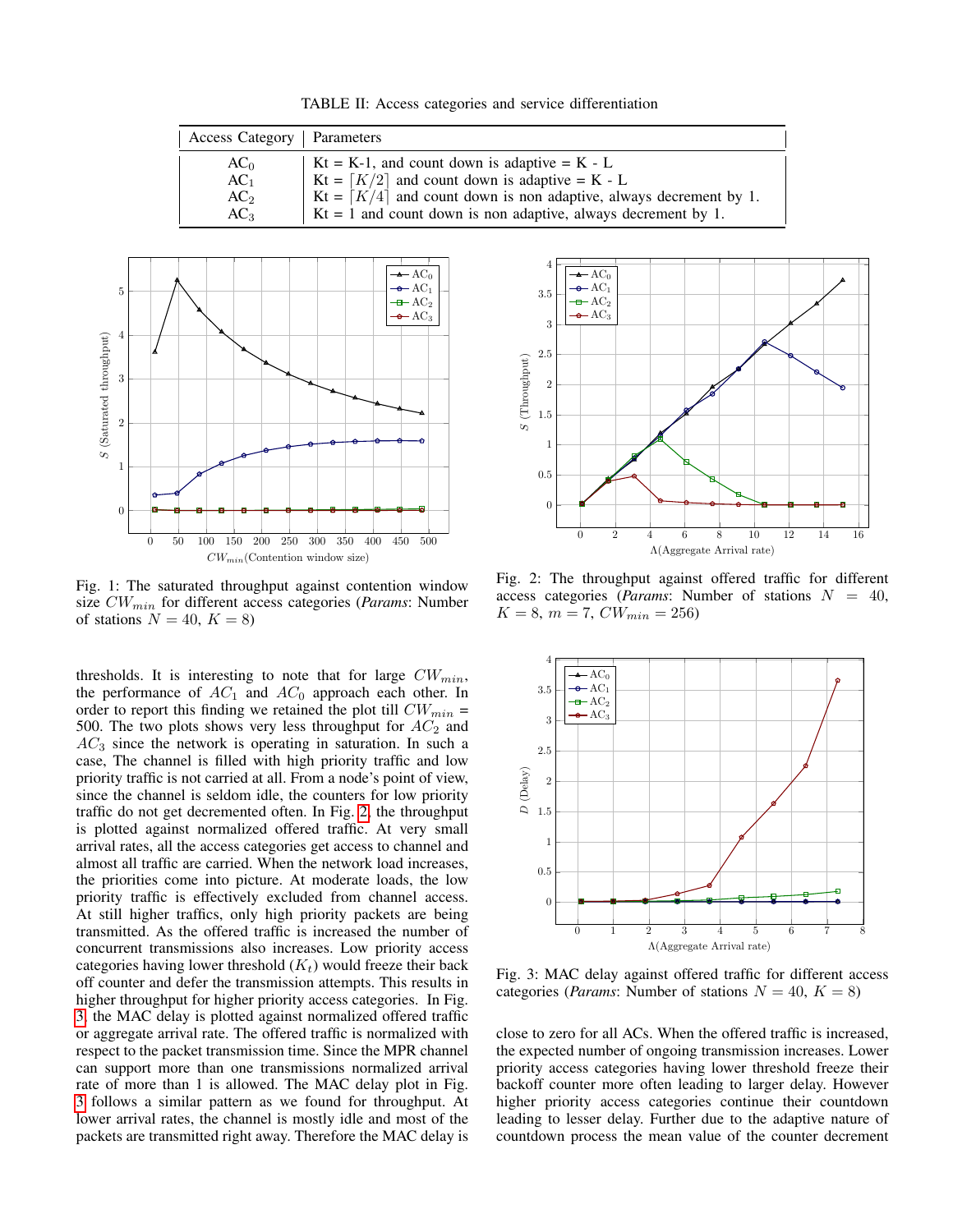TABLE II: Access categories and service differentiation

| Access Category | Parameters |
|---|---|
| $AC_0$ | Kt = K-1, and count down is adaptive = K - L |
| $AC_1$ | Kt = $\lceil K/2 \rceil$ and count down is adaptive = K - L |
| $AC_2$ | Kt = $\lceil K/4 \rceil$ and count down is non adaptive, always decrement by 1. |
| $AC_3$ | Kt = 1 and count down is non adaptive, always decrement by 1. |

$S$ (Saturated throughput)
$CW_{min}$(Contention window size)
$AC_0$
$AC_1$
$AC_2$
$AC_3$

Fig. 1: The saturated throughput against contention window size $CW_{min}$ for different access categories (*Params*: Number of stations $N = 40$, $K = 8$)

$S$ (Throughput)
$\Lambda$(Aggregate Arrival rate)
$AC_0$
$AC_1$
$AC_2$
$AC_3$

Fig. 2: The throughput against offered traffic for different access categories (*Params*: Number of stations $N = 40$, $K = 8$, $m = 7$, $CW_{min} = 256$)

$D$ (Delay)
$\Lambda$(Aggregate Arrival rate)
$AC_0$
$AC_1$
$AC_2$
$AC_3$

Fig. 3: MAC delay against offered traffic for different access categories (*Params*: Number of stations $N = 40$, $K = 8$)

thresholds. It is interesting to note that for large $CW_{min}$, the performance of $AC_1$ and $AC_0$ approach each other. In order to report this finding we retained the plot till $CW_{min}$ = 500. The two plots shows very less throughput for $AC_2$ and $AC_3$ since the network is operating in saturation. In such a case, The channel is filled with high priority traffic and low priority traffic is not carried at all. From a node's point of view, since the channel is seldom idle, the counters for low priority traffic do not get decremented often. In Fig. 2, the throughput is plotted against normalized offered traffic. At very small arrival rates, all the access categories get access to channel and almost all traffic are carried. When the network load increases, the priorities come into picture. At moderate loads, the low priority traffic is effectively excluded from channel access. At still higher traffics, only high priority packets are being transmitted. As the offered traffic is increased the number of concurrent transmissions also increases. Low priority access categories having lower threshold ($K_t$) would freeze their back off counter and defer the transmission attempts. This results in higher throughput for higher priority access categories. In Fig. 3 the MAC delay is plotted against normalized offered traffic or aggregate arrival rate. The offered traffic is normalized with respect to the packet transmission time. Since the MPR channel can support more than one transmissions normalized arrival rate of more than 1 is allowed. The MAC delay plot in Fig. 3 follows a similar pattern as we found for throughput. At lower arrival rates, the channel is mostly idle and most of the packets are transmitted right away. Therefore the MAC delay is close to zero for all ACs. When the offered traffic is increased, the expected number of ongoing transmission increases. Lower priority access categories having lower threshold freeze their backoff counter more often leading to larger delay. However higher priority access categories continue their countdown leading to lesser delay. Further due to the adaptive nature of countdown process the mean value of the counter decrement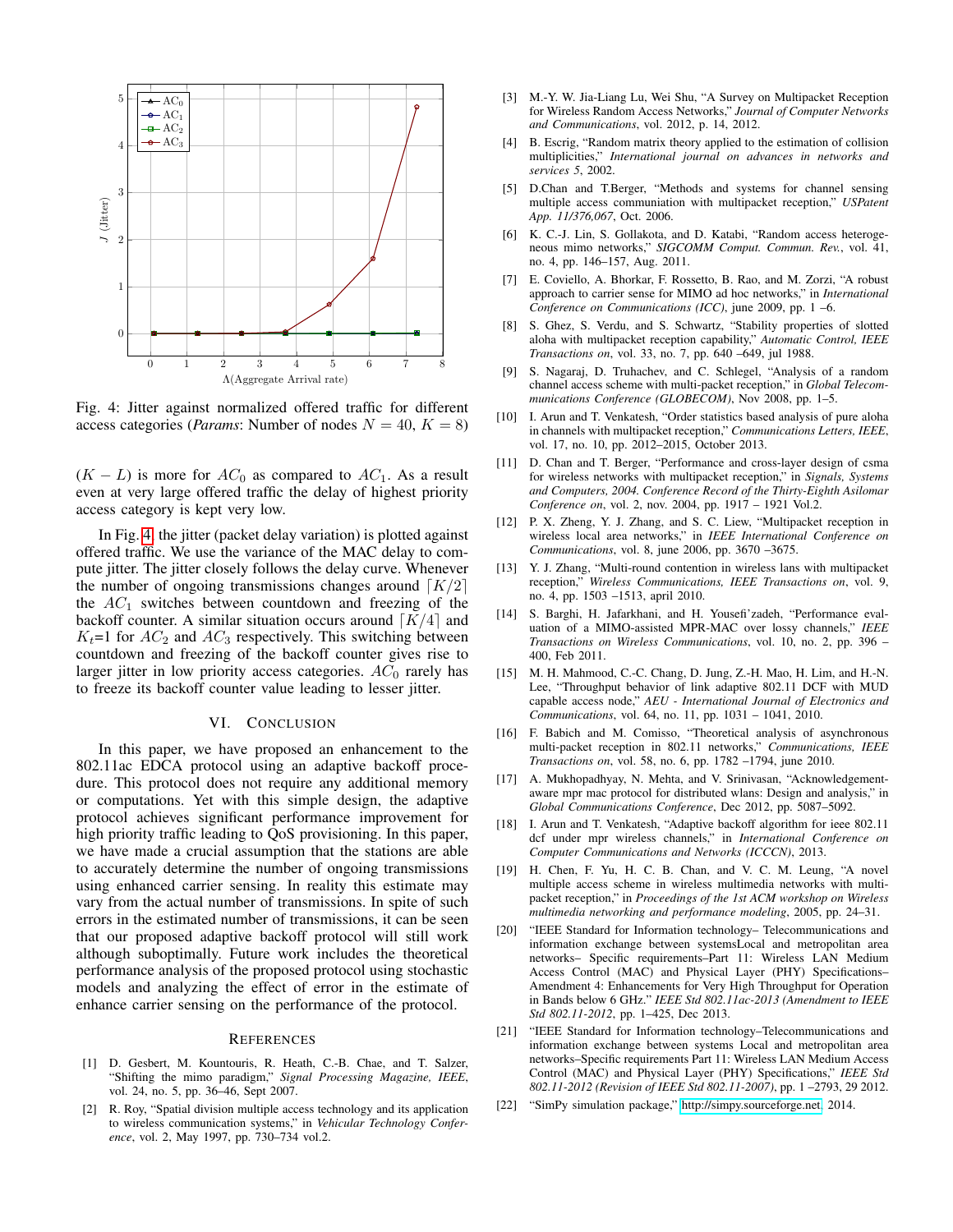5
4
3
2
1
0

0 1 2 3 4 5 6 7 8

$J$ (Jitter)

$\Lambda$(Aggregate Arrival rate)

$AC_0$
$AC_1$
$AC_2$
$AC_3$

Fig. 4: Jitter against normalized offered traffic for different access categories (*Params*: Number of nodes $N = 40$, $K = 8$)

$(K - L)$ is more for $AC_0$ as compared to $AC_1$. As a result even at very large offered traffic the delay of highest priority access category is kept very low.

In Fig. 4, the jitter (packet delay variation) is plotted against offered traffic. We use the variance of the MAC delay to compute jitter. The jitter closely follows the delay curve. Whenever the number of ongoing transmissions changes around $\lceil K/2 \rceil$ the $AC_1$ switches between countdown and freezing of the backoff counter. A similar situation occurs around $\lceil K/4 \rceil$ and $K_t$=1 for $AC_2$ and $AC_3$ respectively. This switching between countdown and freezing of the backoff counter gives rise to larger jitter in low priority access categories. $AC_0$ rarely has to freeze its backoff counter value leading to lesser jitter.

## VI. Conclusion

In this paper, we have proposed an enhancement to the 802.11ac EDCA protocol using an adaptive backoff procedure. This protocol does not require any additional memory or computations. Yet with this simple design, the adaptive protocol achieves significant performance improvement for high priority traffic leading to QoS provisioning. In this paper, we have made a crucial assumption that the stations are able to accurately determine the number of ongoing transmissions using enhanced carrier sensing. In reality this estimate may vary from the actual number of transmissions. In spite of such errors in the estimated number of transmissions, it can be seen that our proposed adaptive backoff protocol will still work although suboptimally. Future work includes the theoretical performance analysis of the proposed protocol using stochastic models and analyzing the effect of error in the estimate of enhance carrier sensing on the performance of the protocol.

## References

[1] D. Gesbert, M. Kountouris, R. Heath, C.-B. Chae, and T. Salzer, "Shifting the mimo paradigm," *Signal Processing Magazine, IEEE*, vol. 24, no. 5, pp. 36–46, Sept 2007.

[2] R. Roy, "Spatial division multiple access technology and its application to wireless communication systems," in *Vehicular Technology Conference*, vol. 2, May 1997, pp. 730–734 vol.2.

[3] M.-Y. W. Jia-Liang Lu, Wei Shu, "A Survey on Multipacket Reception for Wireless Random Access Networks," *Journal of Computer Networks and Communications*, vol. 2012, p. 14, 2012.

[4] B. Escrig, "Random matrix theory applied to the estimation of collision multiplicities," *International journal on advances in networks and services 5*, 2002.

[5] D.Chan and T.Berger, "Methods and systems for channel sensing multiple access communiation with multipacket reception," *USPatent App. 11/376,067*, Oct. 2006.

[6] K. C.-J. Lin, S. Gollakota, and D. Katabi, "Random access heterogeneous mimo networks," *SIGCOMM Comput. Commun. Rev.*, vol. 41, no. 4, pp. 146–157, Aug. 2011.

[7] E. Coviello, A. Bhorkar, F. Rossetto, B. Rao, and M. Zorzi, "A robust approach to carrier sense for MIMO ad hoc networks," in *International Conference on Communications (ICC)*, june 2009, pp. 1 –6.

[8] S. Ghez, S. Verdu, and S. Schwartz, "Stability properties of slotted aloha with multipacket reception capability," *Automatic Control, IEEE Transactions on*, vol. 33, no. 7, pp. 640 –649, jul 1988.

[9] S. Nagaraj, D. Truhachev, and C. Schlegel, "Analysis of a random channel access scheme with multi-packet reception," in *Global Telecommunications Conference (GLOBECOM)*, Nov 2008, pp. 1–5.

[10] I. Arun and T. Venkatesh, "Order statistics based analysis of pure aloha in channels with multipacket reception," *Communications Letters, IEEE*, vol. 17, no. 10, pp. 2012–2015, October 2013.

[11] D. Chan and T. Berger, "Performance and cross-layer design of csma for wireless networks with multipacket reception," in *Signals, Systems and Computers, 2004. Conference Record of the Thirty-Eighth Asilomar Conference on*, vol. 2, nov. 2004, pp. 1917 – 1921 Vol.2.

[12] P. X. Zheng, Y. J. Zhang, and S. C. Liew, "Multipacket reception in wireless local area networks," in *IEEE International Conference on Communications*, vol. 8, june 2006, pp. 3670 –3675.

[13] Y. J. Zhang, "Multi-round contention in wireless lans with multipacket reception," *Wireless Communications, IEEE Transactions on*, vol. 9, no. 4, pp. 1503 –1513, april 2010.

[14] S. Barghi, H. Jafarkhani, and H. Yousefi'zadeh, "Performance evaluation of a MIMO-assisted MPR-MAC over lossy channels," *IEEE Transactions on Wireless Communications*, vol. 10, no. 2, pp. 396 – 400, Feb 2011.

[15] M. H. Mahmood, C.-C. Chang, D. Jung, Z.-H. Mao, H. Lim, and H.-N. Lee, "Throughput behavior of link adaptive 802.11 DCF with MUD capable access node," *AEU - International Journal of Electronics and Communications*, vol. 64, no. 11, pp. 1031 – 1041, 2010.

[16] F. Babich and M. Comisso, "Theoretical analysis of asynchronous multi-packet reception in 802.11 networks," *Communications, IEEE Transactions on*, vol. 58, no. 6, pp. 1782 –1794, june 2010.

[17] A. Mukhopadhyay, N. Mehta, and V. Srinivasan, "Acknowledgement-aware mpr mac protocol for distributed wlans: Design and analysis," in *Global Communications Conference*, Dec 2012, pp. 5087–5092.

[18] I. Arun and T. Venkatesh, "Adaptive backoff algorithm for ieee 802.11 dcf under mpr wireless channels," in *International Conference on Computer Communications and Networks (ICCCN)*, 2013.

[19] H. Chen, F. Yu, H. C. B. Chan, and V. C. M. Leung, "A novel multiple access scheme in wireless multimedia networks with multipacket reception," in *Proceedings of the 1st ACM workshop on Wireless multimedia networking and performance modeling*, 2005, pp. 24–31.

[20] "IEEE Standard for Information technology– Telecommunications and information exchange between systemsLocal and metropolitan area networks– Specific requirements–Part 11: Wireless LAN Medium Access Control (MAC) and Physical Layer (PHY) Specifications– Amendment 4: Enhancements for Very High Throughput for Operation in Bands below 6 GHz." *IEEE Std 802.11ac-2013 (Amendment to IEEE Std 802.11-2012*, pp. 1–425, Dec 2013.

[21] "IEEE Standard for Information technology–Telecommunications and information exchange between systems Local and metropolitan area networks–Specific requirements Part 11: Wireless LAN Medium Access Control (MAC) and Physical Layer (PHY) Specifications," *IEEE Std 802.11-2012 (Revision of IEEE Std 802.11-2007)*, pp. 1 –2793, 29 2012.

[22] "SimPy simulation package," http://simpy.sourceforge.net, 2014.